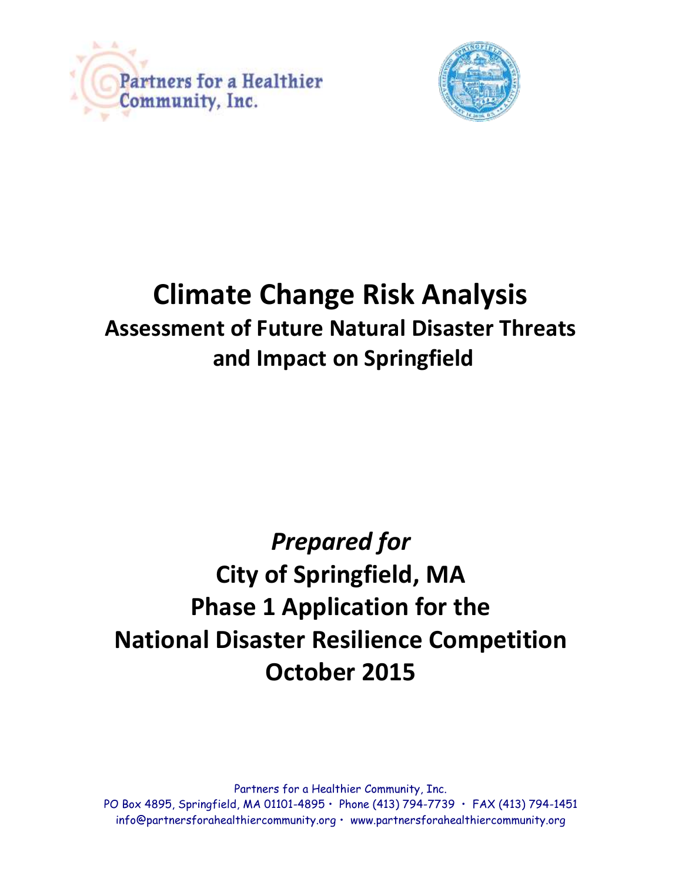Partners for a Healthier Community, Inc.

# Climate Change Risk Analysis

## Assessment of Future Natural Disaster Threats and Impact on Springfield

## *Prepared for*

## City of Springfield, MA

## Phase 1 Application for the National Disaster Resilience Competition

## October 2015

Partners for a Healthier Community, Inc.
PO Box 4895, Springfield, MA 01101-4895 • Phone (413) 794-7739 • FAX (413) 794-1451
info@partnersforahealthiercommunity.org • www.partnersforahealthiercommunity.org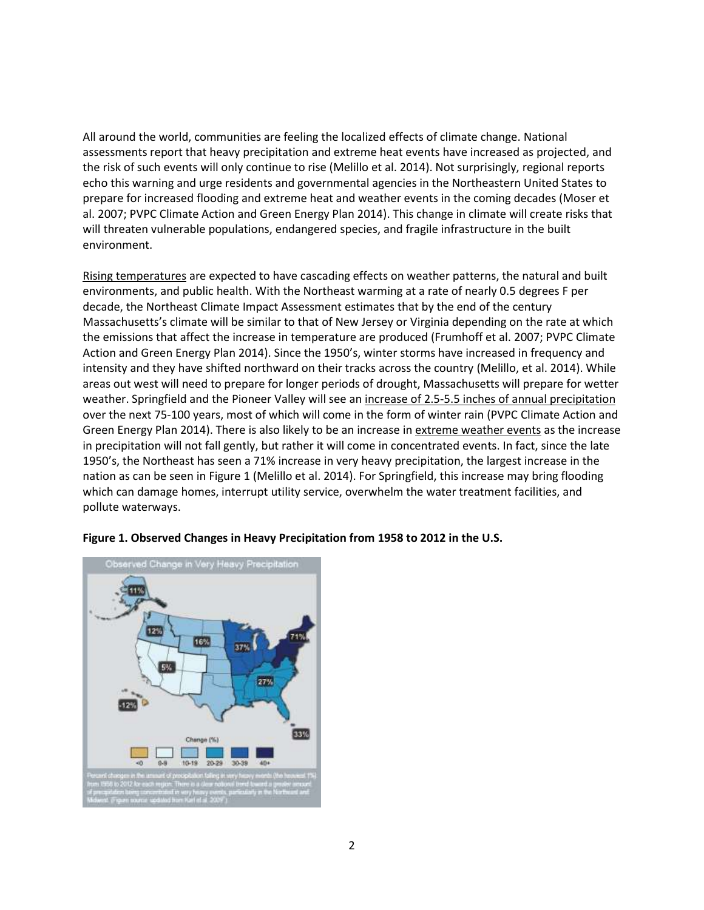All around the world, communities are feeling the localized effects of climate change. National assessments report that heavy precipitation and extreme heat events have increased as projected, and the risk of such events will only continue to rise (Melillo et al. 2014). Not surprisingly, regional reports echo this warning and urge residents and governmental agencies in the Northeastern United States to prepare for increased flooding and extreme heat and weather events in the coming decades (Moser et al. 2007; PVPC Climate Action and Green Energy Plan 2014). This change in climate will create risks that will threaten vulnerable populations, endangered species, and fragile infrastructure in the built environment.

Rising temperatures are expected to have cascading effects on weather patterns, the natural and built environments, and public health. With the Northeast warming at a rate of nearly 0.5 degrees F per decade, the Northeast Climate Impact Assessment estimates that by the end of the century Massachusetts's climate will be similar to that of New Jersey or Virginia depending on the rate at which the emissions that affect the increase in temperature are produced (Frumhoff et al. 2007; PVPC Climate Action and Green Energy Plan 2014). Since the 1950's, winter storms have increased in frequency and intensity and they have shifted northward on their tracks across the country (Melillo, et al. 2014). While areas out west will need to prepare for longer periods of drought, Massachusetts will prepare for wetter weather. Springfield and the Pioneer Valley will see an increase of 2.5-5.5 inches of annual precipitation over the next 75-100 years, most of which will come in the form of winter rain (PVPC Climate Action and Green Energy Plan 2014). There is also likely to be an increase in extreme weather events as the increase in precipitation will not fall gently, but rather it will come in concentrated events. In fact, since the late 1950's, the Northeast has seen a 71% increase in very heavy precipitation, the largest increase in the nation as can be seen in Figure 1 (Melillo et al. 2014). For Springfield, this increase may bring flooding which can damage homes, interrupt utility service, overwhelm the water treatment facilities, and pollute waterways.

**Figure 1. Observed Changes in Heavy Precipitation from 1958 to 2012 in the U.S.**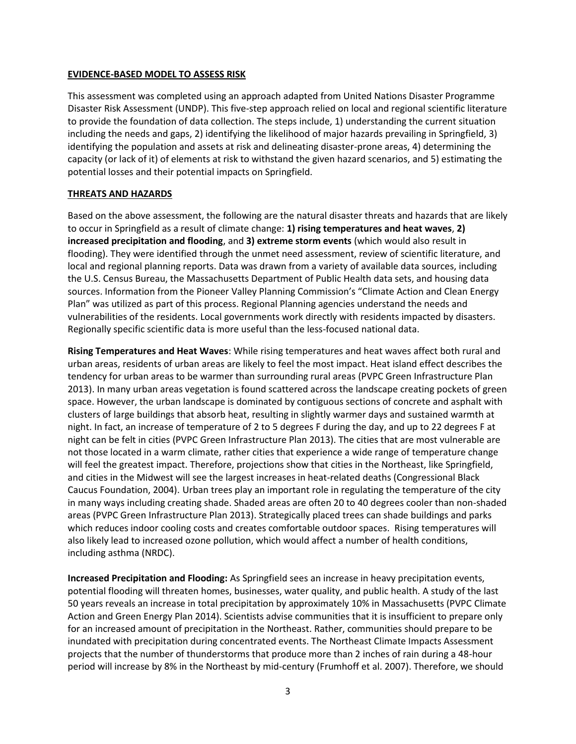## EVIDENCE-BASED MODEL TO ASSESS RISK

This assessment was completed using an approach adapted from United Nations Disaster Programme Disaster Risk Assessment (UNDP). This five-step approach relied on local and regional scientific literature to provide the foundation of data collection. The steps include, 1) understanding the current situation including the needs and gaps, 2) identifying the likelihood of major hazards prevailing in Springfield, 3) identifying the population and assets at risk and delineating disaster-prone areas, 4) determining the capacity (or lack of it) of elements at risk to withstand the given hazard scenarios, and 5) estimating the potential losses and their potential impacts on Springfield.

## THREATS AND HAZARDS

Based on the above assessment, the following are the natural disaster threats and hazards that are likely to occur in Springfield as a result of climate change: **1) rising temperatures and heat waves**, **2) increased precipitation and flooding**, and **3) extreme storm events** (which would also result in flooding). They were identified through the unmet need assessment, review of scientific literature, and local and regional planning reports. Data was drawn from a variety of available data sources, including the U.S. Census Bureau, the Massachusetts Department of Public Health data sets, and housing data sources. Information from the Pioneer Valley Planning Commission's "Climate Action and Clean Energy Plan" was utilized as part of this process. Regional Planning agencies understand the needs and vulnerabilities of the residents. Local governments work directly with residents impacted by disasters. Regionally specific scientific data is more useful than the less-focused national data.

**Rising Temperatures and Heat Waves**: While rising temperatures and heat waves affect both rural and urban areas, residents of urban areas are likely to feel the most impact. Heat island effect describes the tendency for urban areas to be warmer than surrounding rural areas (PVPC Green Infrastructure Plan 2013). In many urban areas vegetation is found scattered across the landscape creating pockets of green space. However, the urban landscape is dominated by contiguous sections of concrete and asphalt with clusters of large buildings that absorb heat, resulting in slightly warmer days and sustained warmth at night. In fact, an increase of temperature of 2 to 5 degrees F during the day, and up to 22 degrees F at night can be felt in cities (PVPC Green Infrastructure Plan 2013). The cities that are most vulnerable are not those located in a warm climate, rather cities that experience a wide range of temperature change will feel the greatest impact. Therefore, projections show that cities in the Northeast, like Springfield, and cities in the Midwest will see the largest increases in heat-related deaths (Congressional Black Caucus Foundation, 2004). Urban trees play an important role in regulating the temperature of the city in many ways including creating shade. Shaded areas are often 20 to 40 degrees cooler than non-shaded areas (PVPC Green Infrastructure Plan 2013). Strategically placed trees can shade buildings and parks which reduces indoor cooling costs and creates comfortable outdoor spaces. Rising temperatures will also likely lead to increased ozone pollution, which would affect a number of health conditions, including asthma (NRDC).

**Increased Precipitation and Flooding:** As Springfield sees an increase in heavy precipitation events, potential flooding will threaten homes, businesses, water quality, and public health. A study of the last 50 years reveals an increase in total precipitation by approximately 10% in Massachusetts (PVPC Climate Action and Green Energy Plan 2014). Scientists advise communities that it is insufficient to prepare only for an increased amount of precipitation in the Northeast. Rather, communities should prepare to be inundated with precipitation during concentrated events. The Northeast Climate Impacts Assessment projects that the number of thunderstorms that produce more than 2 inches of rain during a 48-hour period will increase by 8% in the Northeast by mid-century (Frumhoff et al. 2007). Therefore, we should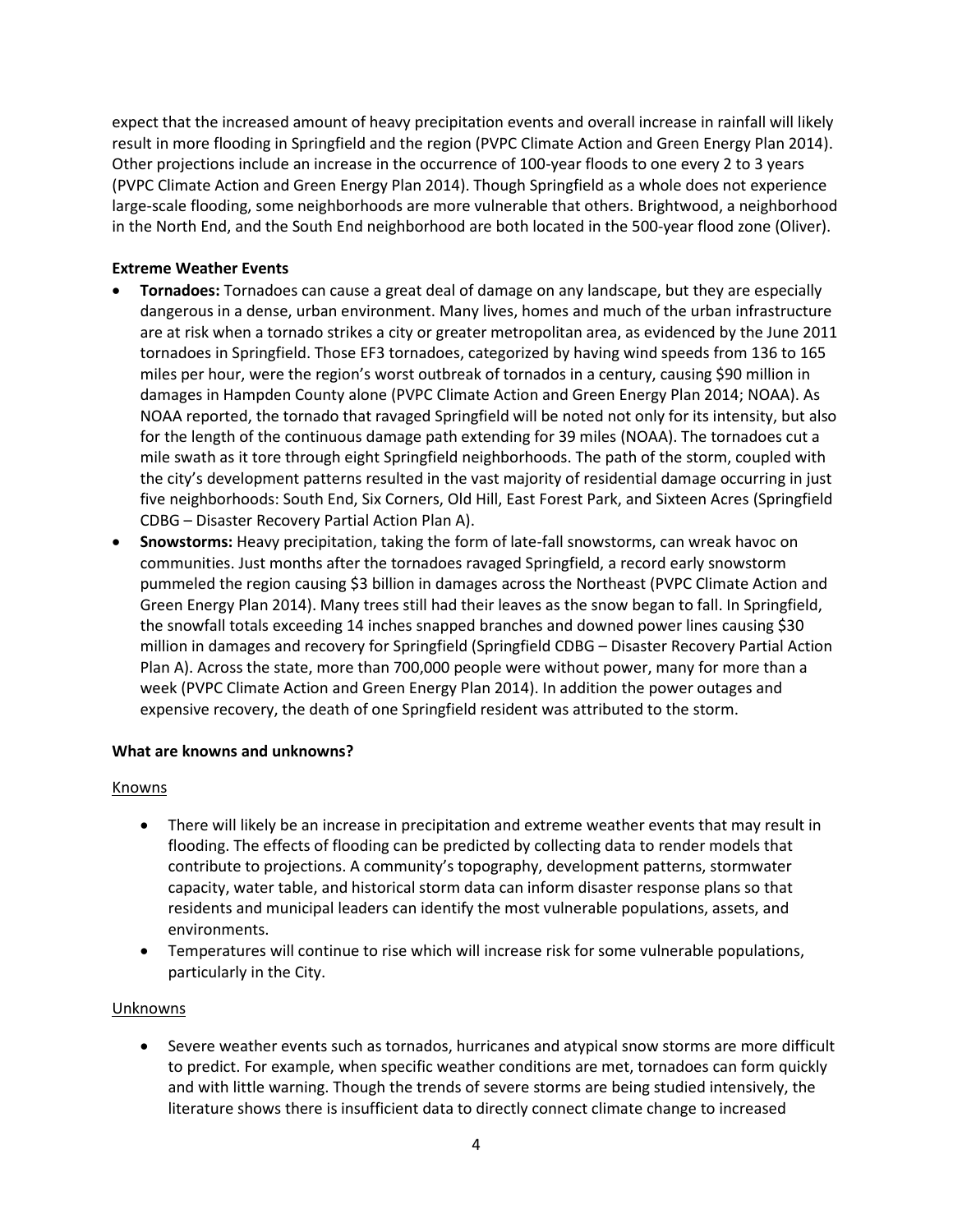expect that the increased amount of heavy precipitation events and overall increase in rainfall will likely result in more flooding in Springfield and the region (PVPC Climate Action and Green Energy Plan 2014). Other projections include an increase in the occurrence of 100-year floods to one every 2 to 3 years (PVPC Climate Action and Green Energy Plan 2014). Though Springfield as a whole does not experience large-scale flooding, some neighborhoods are more vulnerable that others. Brightwood, a neighborhood in the North End, and the South End neighborhood are both located in the 500-year flood zone (Oliver).

**Extreme Weather Events**

- **Tornadoes:** Tornadoes can cause a great deal of damage on any landscape, but they are especially dangerous in a dense, urban environment. Many lives, homes and much of the urban infrastructure are at risk when a tornado strikes a city or greater metropolitan area, as evidenced by the June 2011 tornadoes in Springfield. Those EF3 tornadoes, categorized by having wind speeds from 136 to 165 miles per hour, were the region's worst outbreak of tornados in a century, causing $90 million in damages in Hampden County alone (PVPC Climate Action and Green Energy Plan 2014; NOAA). As NOAA reported, the tornado that ravaged Springfield will be noted not only for its intensity, but also for the length of the continuous damage path extending for 39 miles (NOAA). The tornadoes cut a mile swath as it tore through eight Springfield neighborhoods. The path of the storm, coupled with the city's development patterns resulted in the vast majority of residential damage occurring in just five neighborhoods: South End, Six Corners, Old Hill, East Forest Park, and Sixteen Acres (Springfield CDBG – Disaster Recovery Partial Action Plan A).
- **Snowstorms:** Heavy precipitation, taking the form of late-fall snowstorms, can wreak havoc on communities. Just months after the tornadoes ravaged Springfield, a record early snowstorm pummeled the region causing $3 billion in damages across the Northeast (PVPC Climate Action and Green Energy Plan 2014). Many trees still had their leaves as the snow began to fall. In Springfield, the snowfall totals exceeding 14 inches snapped branches and downed power lines causing $30 million in damages and recovery for Springfield (Springfield CDBG – Disaster Recovery Partial Action Plan A). Across the state, more than 700,000 people were without power, many for more than a week (PVPC Climate Action and Green Energy Plan 2014). In addition the power outages and expensive recovery, the death of one Springfield resident was attributed to the storm.

**What are knowns and unknowns?**

<u>Knowns</u>

- There will likely be an increase in precipitation and extreme weather events that may result in flooding. The effects of flooding can be predicted by collecting data to render models that contribute to projections. A community's topography, development patterns, stormwater capacity, water table, and historical storm data can inform disaster response plans so that residents and municipal leaders can identify the most vulnerable populations, assets, and environments.
- Temperatures will continue to rise which will increase risk for some vulnerable populations, particularly in the City.

<u>Unknowns</u>

- Severe weather events such as tornados, hurricanes and atypical snow storms are more difficult to predict. For example, when specific weather conditions are met, tornadoes can form quickly and with little warning. Though the trends of severe storms are being studied intensively, the literature shows there is insufficient data to directly connect climate change to increased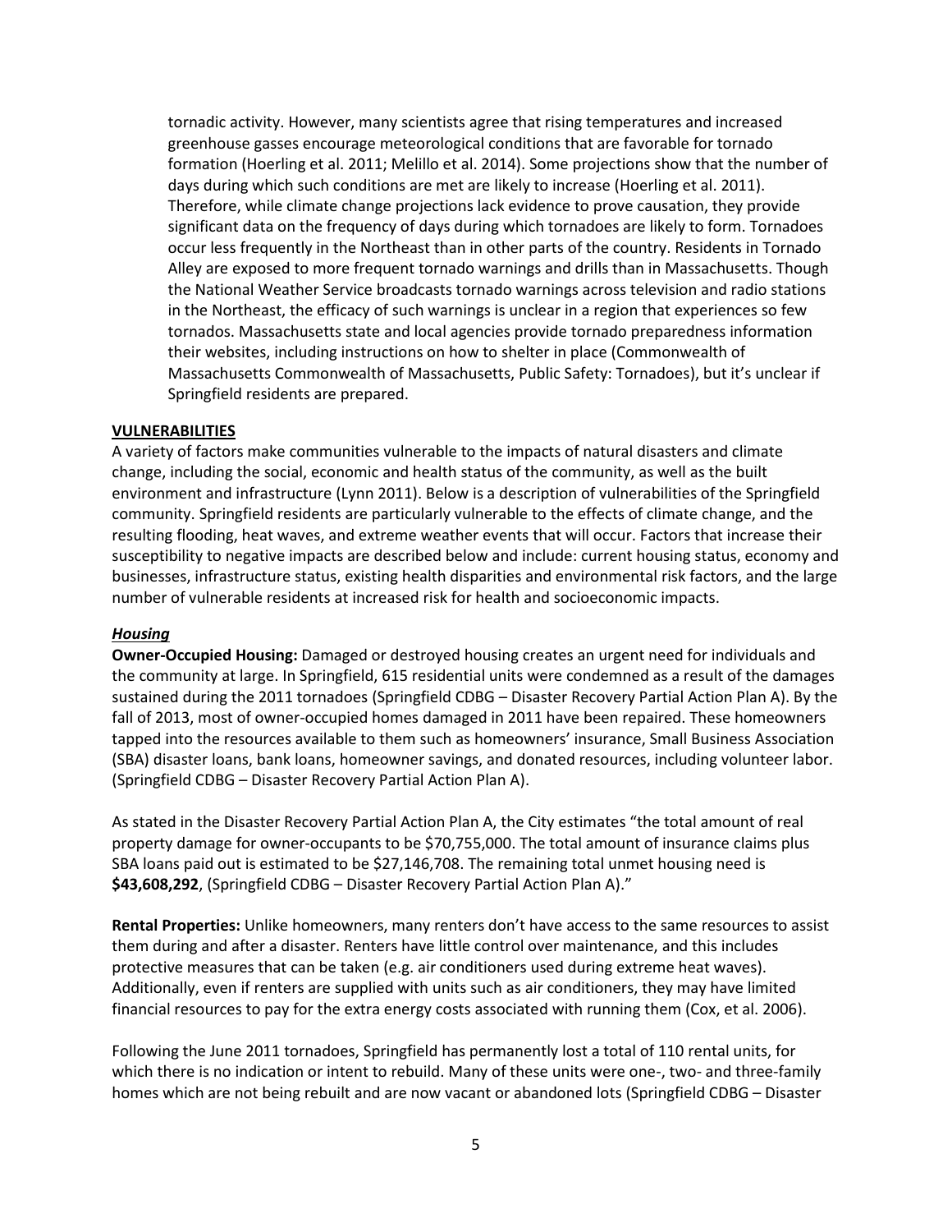tornadic activity. However, many scientists agree that rising temperatures and increased greenhouse gasses encourage meteorological conditions that are favorable for tornado formation (Hoerling et al. 2011; Melillo et al. 2014). Some projections show that the number of days during which such conditions are met are likely to increase (Hoerling et al. 2011). Therefore, while climate change projections lack evidence to prove causation, they provide significant data on the frequency of days during which tornadoes are likely to form. Tornadoes occur less frequently in the Northeast than in other parts of the country. Residents in Tornado Alley are exposed to more frequent tornado warnings and drills than in Massachusetts. Though the National Weather Service broadcasts tornado warnings across television and radio stations in the Northeast, the efficacy of such warnings is unclear in a region that experiences so few tornados. Massachusetts state and local agencies provide tornado preparedness information their websites, including instructions on how to shelter in place (Commonwealth of Massachusetts Commonwealth of Massachusetts, Public Safety: Tornadoes), but it's unclear if Springfield residents are prepared.

## VULNERABILITIES

A variety of factors make communities vulnerable to the impacts of natural disasters and climate change, including the social, economic and health status of the community, as well as the built environment and infrastructure (Lynn 2011). Below is a description of vulnerabilities of the Springfield community. Springfield residents are particularly vulnerable to the effects of climate change, and the resulting flooding, heat waves, and extreme weather events that will occur. Factors that increase their susceptibility to negative impacts are described below and include: current housing status, economy and businesses, infrastructure status, existing health disparities and environmental risk factors, and the large number of vulnerable residents at increased risk for health and socioeconomic impacts.

### *Housing*

**Owner-Occupied Housing:** Damaged or destroyed housing creates an urgent need for individuals and the community at large. In Springfield, 615 residential units were condemned as a result of the damages sustained during the 2011 tornadoes (Springfield CDBG – Disaster Recovery Partial Action Plan A). By the fall of 2013, most of owner-occupied homes damaged in 2011 have been repaired. These homeowners tapped into the resources available to them such as homeowners' insurance, Small Business Association (SBA) disaster loans, bank loans, homeowner savings, and donated resources, including volunteer labor. (Springfield CDBG – Disaster Recovery Partial Action Plan A).

As stated in the Disaster Recovery Partial Action Plan A, the City estimates "the total amount of real property damage for owner-occupants to be $70,755,000. The total amount of insurance claims plus SBA loans paid out is estimated to be $27,146,708. The remaining total unmet housing need is **$43,608,292**, (Springfield CDBG – Disaster Recovery Partial Action Plan A)."

**Rental Properties:** Unlike homeowners, many renters don't have access to the same resources to assist them during and after a disaster. Renters have little control over maintenance, and this includes protective measures that can be taken (e.g. air conditioners used during extreme heat waves). Additionally, even if renters are supplied with units such as air conditioners, they may have limited financial resources to pay for the extra energy costs associated with running them (Cox, et al. 2006).

Following the June 2011 tornadoes, Springfield has permanently lost a total of 110 rental units, for which there is no indication or intent to rebuild. Many of these units were one-, two- and three-family homes which are not being rebuilt and are now vacant or abandoned lots (Springfield CDBG – Disaster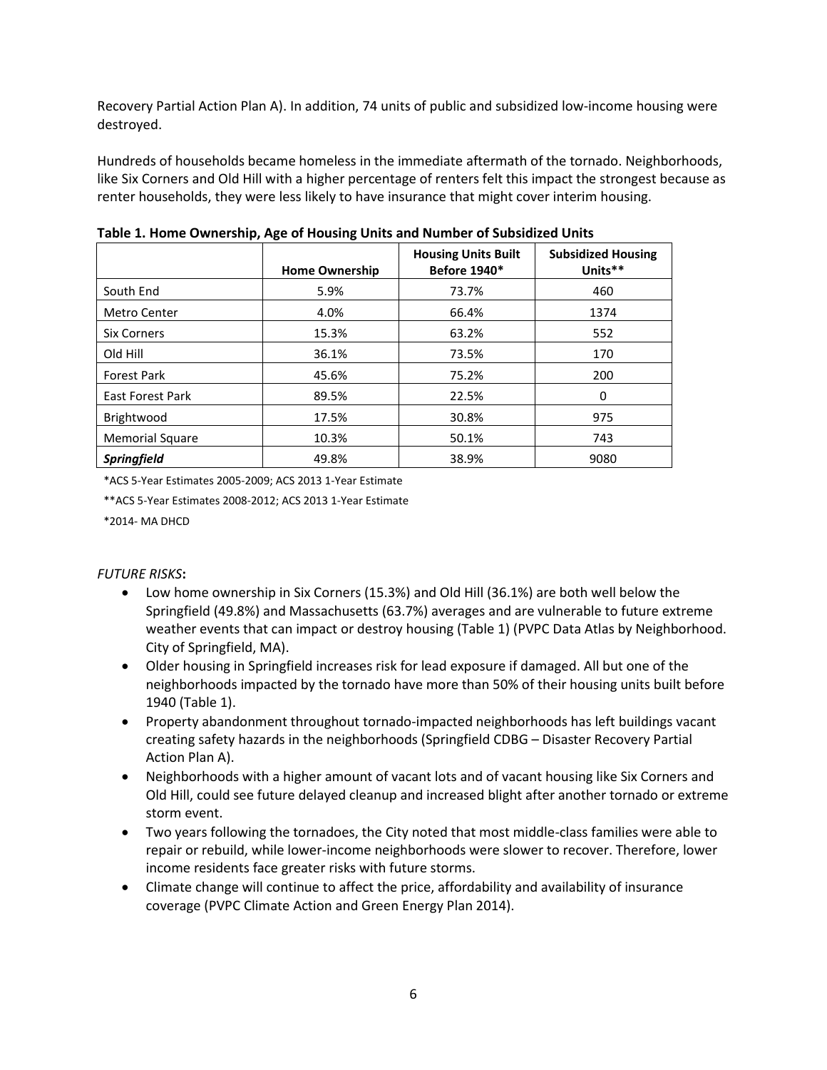Recovery Partial Action Plan A). In addition, 74 units of public and subsidized low-income housing were destroyed.

Hundreds of households became homeless in the immediate aftermath of the tornado. Neighborhoods, like Six Corners and Old Hill with a higher percentage of renters felt this impact the strongest because as renter households, they were less likely to have insurance that might cover interim housing.

**Table 1. Home Ownership, Age of Housing Units and Number of Subsidized Units**

| | Home Ownership | Housing Units Built Before 1940* | Subsidized Housing Units** |
|---|---|---|---|
| South End | 5.9% | 73.7% | 460 |
| Metro Center | 4.0% | 66.4% | 1374 |
| Six Corners | 15.3% | 63.2% | 552 |
| Old Hill | 36.1% | 73.5% | 170 |
| Forest Park | 45.6% | 75.2% | 200 |
| East Forest Park | 89.5% | 22.5% | 0 |
| Brightwood | 17.5% | 30.8% | 975 |
| Memorial Square | 10.3% | 50.1% | 743 |
| ***Springfield*** | 49.8% | 38.9% | 9080 |

*ACS 5-Year Estimates 2005-2009; ACS 2013 1-Year Estimate

**ACS 5-Year Estimates 2008-2012; ACS 2013 1-Year Estimate

*2014- MA DHCD

*FUTURE RISKS*:

- Low home ownership in Six Corners (15.3%) and Old Hill (36.1%) are both well below the Springfield (49.8%) and Massachusetts (63.7%) averages and are vulnerable to future extreme weather events that can impact or destroy housing (Table 1) (PVPC Data Atlas by Neighborhood. City of Springfield, MA).
- Older housing in Springfield increases risk for lead exposure if damaged. All but one of the neighborhoods impacted by the tornado have more than 50% of their housing units built before 1940 (Table 1).
- Property abandonment throughout tornado-impacted neighborhoods has left buildings vacant creating safety hazards in the neighborhoods (Springfield CDBG – Disaster Recovery Partial Action Plan A).
- Neighborhoods with a higher amount of vacant lots and of vacant housing like Six Corners and Old Hill, could see future delayed cleanup and increased blight after another tornado or extreme storm event.
- Two years following the tornadoes, the City noted that most middle-class families were able to repair or rebuild, while lower-income neighborhoods were slower to recover. Therefore, lower income residents face greater risks with future storms.
- Climate change will continue to affect the price, affordability and availability of insurance coverage (PVPC Climate Action and Green Energy Plan 2014).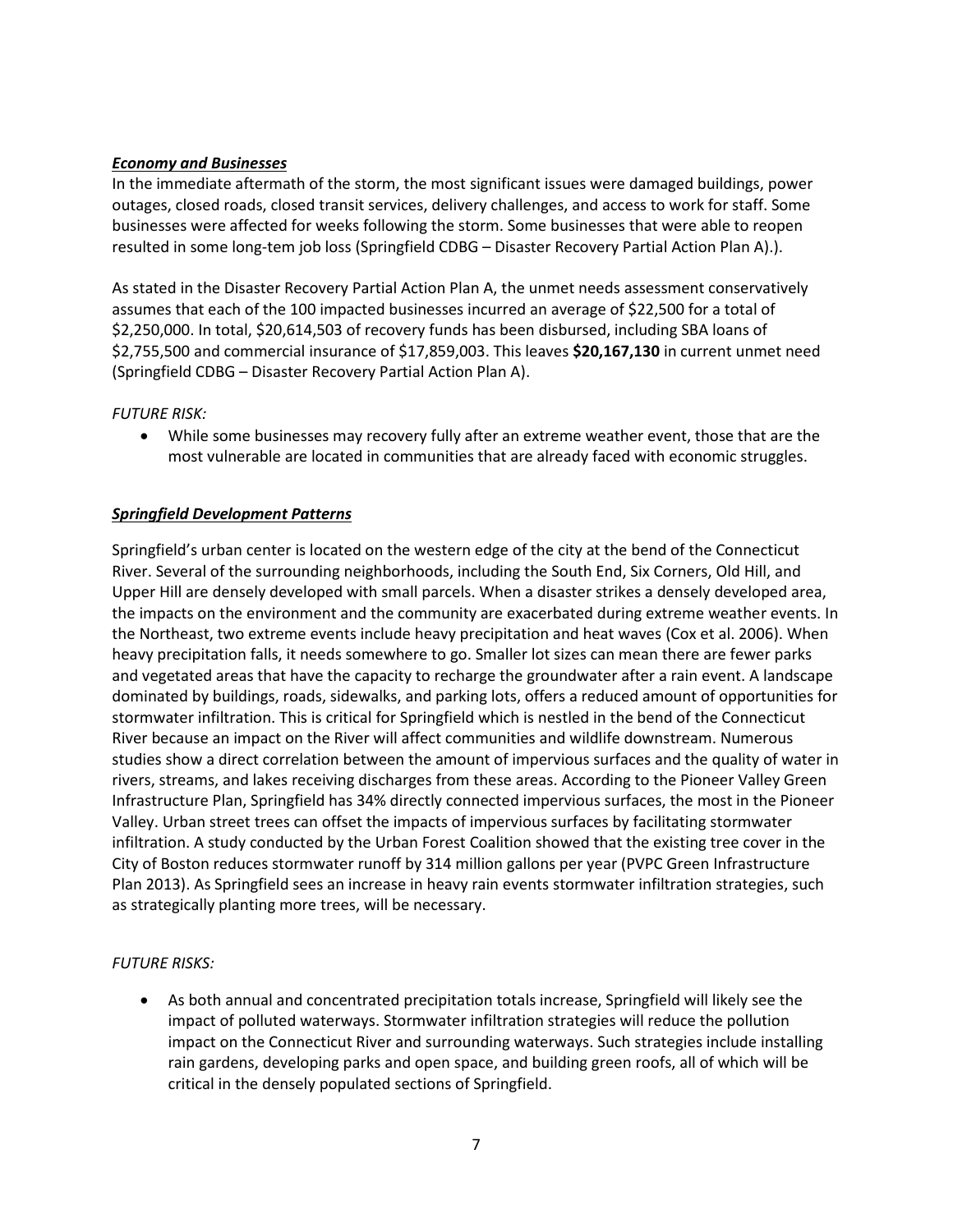***Economy and Businesses***

In the immediate aftermath of the storm, the most significant issues were damaged buildings, power outages, closed roads, closed transit services, delivery challenges, and access to work for staff. Some businesses were affected for weeks following the storm. Some businesses that were able to reopen resulted in some long-tem job loss (Springfield CDBG – Disaster Recovery Partial Action Plan A).).

As stated in the Disaster Recovery Partial Action Plan A, the unmet needs assessment conservatively assumes that each of the 100 impacted businesses incurred an average of $22,500 for a total of $2,250,000. In total, $20,614,503 of recovery funds has been disbursed, including SBA loans of $2,755,500 and commercial insurance of $17,859,003. This leaves **$20,167,130** in current unmet need (Springfield CDBG – Disaster Recovery Partial Action Plan A).

*FUTURE RISK:*

- While some businesses may recovery fully after an extreme weather event, those that are the most vulnerable are located in communities that are already faced with economic struggles.

***Springfield Development Patterns***

Springfield's urban center is located on the western edge of the city at the bend of the Connecticut River. Several of the surrounding neighborhoods, including the South End, Six Corners, Old Hill, and Upper Hill are densely developed with small parcels. When a disaster strikes a densely developed area, the impacts on the environment and the community are exacerbated during extreme weather events. In the Northeast, two extreme events include heavy precipitation and heat waves (Cox et al. 2006). When heavy precipitation falls, it needs somewhere to go. Smaller lot sizes can mean there are fewer parks and vegetated areas that have the capacity to recharge the groundwater after a rain event. A landscape dominated by buildings, roads, sidewalks, and parking lots, offers a reduced amount of opportunities for stormwater infiltration. This is critical for Springfield which is nestled in the bend of the Connecticut River because an impact on the River will affect communities and wildlife downstream. Numerous studies show a direct correlation between the amount of impervious surfaces and the quality of water in rivers, streams, and lakes receiving discharges from these areas. According to the Pioneer Valley Green Infrastructure Plan, Springfield has 34% directly connected impervious surfaces, the most in the Pioneer Valley. Urban street trees can offset the impacts of impervious surfaces by facilitating stormwater infiltration. A study conducted by the Urban Forest Coalition showed that the existing tree cover in the City of Boston reduces stormwater runoff by 314 million gallons per year (PVPC Green Infrastructure Plan 2013). As Springfield sees an increase in heavy rain events stormwater infiltration strategies, such as strategically planting more trees, will be necessary.

*FUTURE RISKS:*

- As both annual and concentrated precipitation totals increase, Springfield will likely see the impact of polluted waterways. Stormwater infiltration strategies will reduce the pollution impact on the Connecticut River and surrounding waterways. Such strategies include installing rain gardens, developing parks and open space, and building green roofs, all of which will be critical in the densely populated sections of Springfield.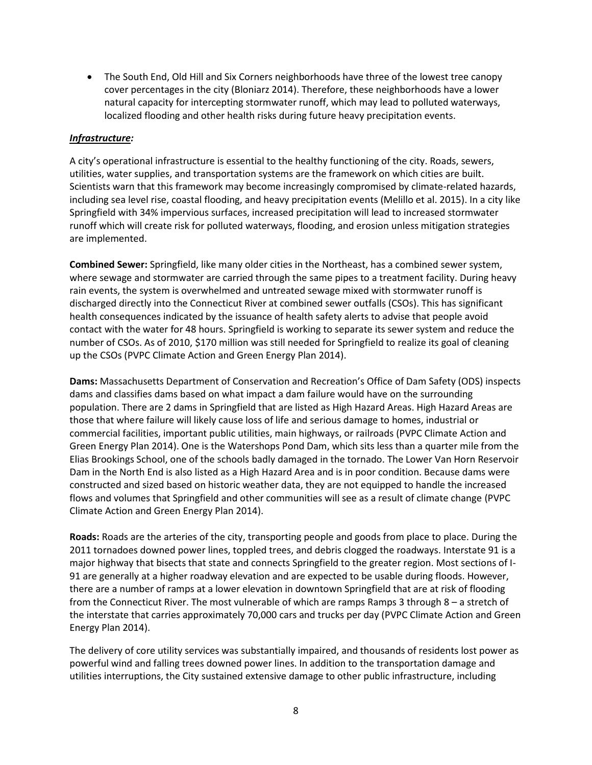- The South End, Old Hill and Six Corners neighborhoods have three of the lowest tree canopy cover percentages in the city (Bloniarz 2014). Therefore, these neighborhoods have a lower natural capacity for intercepting stormwater runoff, which may lead to polluted waterways, localized flooding and other health risks during future heavy precipitation events.

***Infrastructure:***

A city's operational infrastructure is essential to the healthy functioning of the city. Roads, sewers, utilities, water supplies, and transportation systems are the framework on which cities are built. Scientists warn that this framework may become increasingly compromised by climate-related hazards, including sea level rise, coastal flooding, and heavy precipitation events (Melillo et al. 2015). In a city like Springfield with 34% impervious surfaces, increased precipitation will lead to increased stormwater runoff which will create risk for polluted waterways, flooding, and erosion unless mitigation strategies are implemented.

**Combined Sewer:** Springfield, like many older cities in the Northeast, has a combined sewer system, where sewage and stormwater are carried through the same pipes to a treatment facility. During heavy rain events, the system is overwhelmed and untreated sewage mixed with stormwater runoff is discharged directly into the Connecticut River at combined sewer outfalls (CSOs). This has significant health consequences indicated by the issuance of health safety alerts to advise that people avoid contact with the water for 48 hours. Springfield is working to separate its sewer system and reduce the number of CSOs. As of 2010, $170 million was still needed for Springfield to realize its goal of cleaning up the CSOs (PVPC Climate Action and Green Energy Plan 2014).

**Dams:** Massachusetts Department of Conservation and Recreation's Office of Dam Safety (ODS) inspects dams and classifies dams based on what impact a dam failure would have on the surrounding population. There are 2 dams in Springfield that are listed as High Hazard Areas. High Hazard Areas are those that where failure will likely cause loss of life and serious damage to homes, industrial or commercial facilities, important public utilities, main highways, or railroads (PVPC Climate Action and Green Energy Plan 2014). One is the Watershops Pond Dam, which sits less than a quarter mile from the Elias Brookings School, one of the schools badly damaged in the tornado. The Lower Van Horn Reservoir Dam in the North End is also listed as a High Hazard Area and is in poor condition. Because dams were constructed and sized based on historic weather data, they are not equipped to handle the increased flows and volumes that Springfield and other communities will see as a result of climate change (PVPC Climate Action and Green Energy Plan 2014).

**Roads:** Roads are the arteries of the city, transporting people and goods from place to place. During the 2011 tornadoes downed power lines, toppled trees, and debris clogged the roadways. Interstate 91 is a major highway that bisects that state and connects Springfield to the greater region. Most sections of I-91 are generally at a higher roadway elevation and are expected to be usable during floods. However, there are a number of ramps at a lower elevation in downtown Springfield that are at risk of flooding from the Connecticut River. The most vulnerable of which are ramps Ramps 3 through 8 – a stretch of the interstate that carries approximately 70,000 cars and trucks per day (PVPC Climate Action and Green Energy Plan 2014).

The delivery of core utility services was substantially impaired, and thousands of residents lost power as powerful wind and falling trees downed power lines. In addition to the transportation damage and utilities interruptions, the City sustained extensive damage to other public infrastructure, including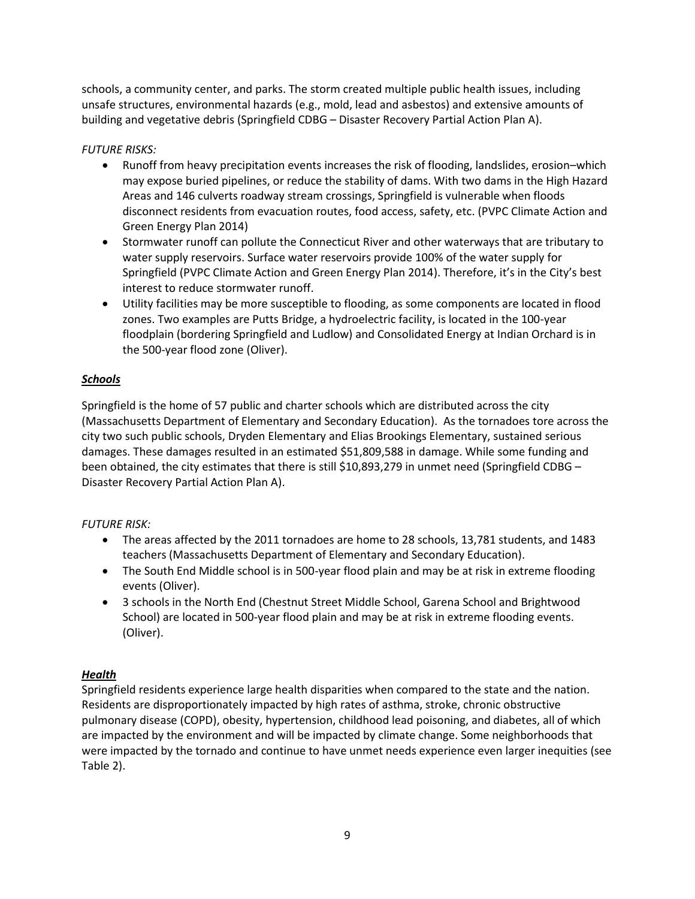schools, a community center, and parks. The storm created multiple public health issues, including unsafe structures, environmental hazards (e.g., mold, lead and asbestos) and extensive amounts of building and vegetative debris (Springfield CDBG – Disaster Recovery Partial Action Plan A).

*FUTURE RISKS:*

- Runoff from heavy precipitation events increases the risk of flooding, landslides, erosion–which may expose buried pipelines, or reduce the stability of dams. With two dams in the High Hazard Areas and 146 culverts roadway stream crossings, Springfield is vulnerable when floods disconnect residents from evacuation routes, food access, safety, etc. (PVPC Climate Action and Green Energy Plan 2014)
- Stormwater runoff can pollute the Connecticut River and other waterways that are tributary to water supply reservoirs. Surface water reservoirs provide 100% of the water supply for Springfield (PVPC Climate Action and Green Energy Plan 2014). Therefore, it's in the City's best interest to reduce stormwater runoff.
- Utility facilities may be more susceptible to flooding, as some components are located in flood zones. Two examples are Putts Bridge, a hydroelectric facility, is located in the 100-year floodplain (bordering Springfield and Ludlow) and Consolidated Energy at Indian Orchard is in the 500-year flood zone (Oliver).

***Schools***

Springfield is the home of 57 public and charter schools which are distributed across the city (Massachusetts Department of Elementary and Secondary Education). As the tornadoes tore across the city two such public schools, Dryden Elementary and Elias Brookings Elementary, sustained serious damages. These damages resulted in an estimated $51,809,588 in damage. While some funding and been obtained, the city estimates that there is still $10,893,279 in unmet need (Springfield CDBG – Disaster Recovery Partial Action Plan A).

*FUTURE RISK:*

- The areas affected by the 2011 tornadoes are home to 28 schools, 13,781 students, and 1483 teachers (Massachusetts Department of Elementary and Secondary Education).
- The South End Middle school is in 500-year flood plain and may be at risk in extreme flooding events (Oliver).
- 3 schools in the North End (Chestnut Street Middle School, Garena School and Brightwood School) are located in 500-year flood plain and may be at risk in extreme flooding events. (Oliver).

***Health***

Springfield residents experience large health disparities when compared to the state and the nation. Residents are disproportionately impacted by high rates of asthma, stroke, chronic obstructive pulmonary disease (COPD), obesity, hypertension, childhood lead poisoning, and diabetes, all of which are impacted by the environment and will be impacted by climate change. Some neighborhoods that were impacted by the tornado and continue to have unmet needs experience even larger inequities (see Table 2).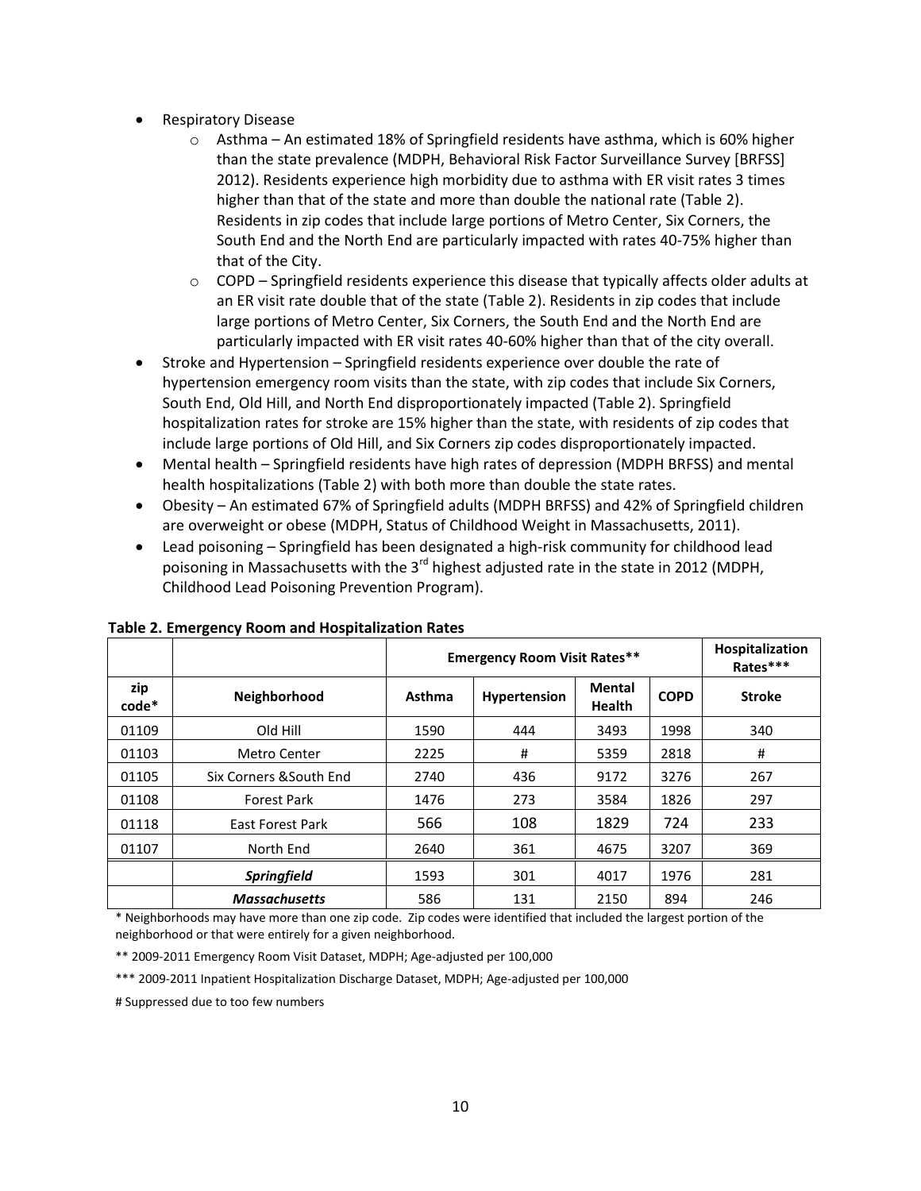- Respiratory Disease
    - Asthma – An estimated 18% of Springfield residents have asthma, which is 60% higher than the state prevalence (MDPH, Behavioral Risk Factor Surveillance Survey [BRFSS] 2012). Residents experience high morbidity due to asthma with ER visit rates 3 times higher than that of the state and more than double the national rate (Table 2). Residents in zip codes that include large portions of Metro Center, Six Corners, the South End and the North End are particularly impacted with rates 40-75% higher than that of the City.
    - COPD – Springfield residents experience this disease that typically affects older adults at an ER visit rate double that of the state (Table 2). Residents in zip codes that include large portions of Metro Center, Six Corners, the South End and the North End are particularly impacted with ER visit rates 40-60% higher than that of the city overall.
- Stroke and Hypertension – Springfield residents experience over double the rate of hypertension emergency room visits than the state, with zip codes that include Six Corners, South End, Old Hill, and North End disproportionately impacted (Table 2). Springfield hospitalization rates for stroke are 15% higher than the state, with residents of zip codes that include large portions of Old Hill, and Six Corners zip codes disproportionately impacted.
- Mental health – Springfield residents have high rates of depression (MDPH BRFSS) and mental health hospitalizations (Table 2) with both more than double the state rates.
- Obesity – An estimated 67% of Springfield adults (MDPH BRFSS) and 42% of Springfield children are overweight or obese (MDPH, Status of Childhood Weight in Massachusetts, 2011).
- Lead poisoning – Springfield has been designated a high-risk community for childhood lead poisoning in Massachusetts with the 3rd highest adjusted rate in the state in 2012 (MDPH, Childhood Lead Poisoning Prevention Program).

**Table 2. Emergency Room and Hospitalization Rates**

| | | Emergency Room Visit Rates** | | | | Hospitalization Rates*** |
|---|---|---|---|---|---|---|
| **zip code*** | **Neighborhood** | **Asthma** | **Hypertension** | **Mental Health** | **COPD** | **Stroke** |
| 01109 | Old Hill | 1590 | 444 | 3493 | 1998 | 340 |
| 01103 | Metro Center | 2225 | # | 5359 | 2818 | # |
| 01105 | Six Corners &South End | 2740 | 436 | 9172 | 3276 | 267 |
| 01108 | Forest Park | 1476 | 273 | 3584 | 1826 | 297 |
| 01118 | East Forest Park | 566 | 108 | 1829 | 724 | 233 |
| 01107 | North End | 2640 | 361 | 4675 | 3207 | 369 |
| | ***Springfield*** | 1593 | 301 | 4017 | 1976 | 281 |
| | ***Massachusetts*** | 586 | 131 | 2150 | 894 | 246 |

* Neighborhoods may have more than one zip code. Zip codes were identified that included the largest portion of the neighborhood or that were entirely for a given neighborhood.

** 2009-2011 Emergency Room Visit Dataset, MDPH; Age-adjusted per 100,000

*** 2009-2011 Inpatient Hospitalization Discharge Dataset, MDPH; Age-adjusted per 100,000

# Suppressed due to too few numbers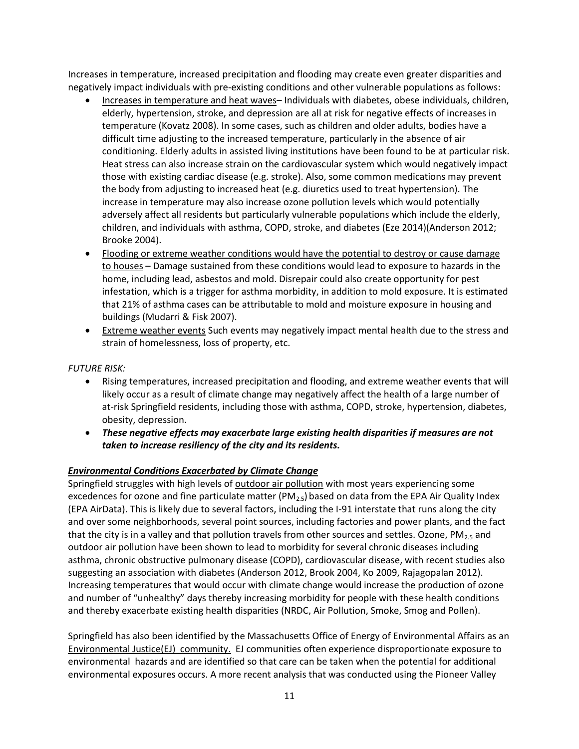Increases in temperature, increased precipitation and flooding may create even greater disparities and negatively impact individuals with pre-existing conditions and other vulnerable populations as follows:

- <u>Increases in temperature and heat waves</u>– Individuals with diabetes, obese individuals, children, elderly, hypertension, stroke, and depression are all at risk for negative effects of increases in temperature (Kovatz 2008). In some cases, such as children and older adults, bodies have a difficult time adjusting to the increased temperature, particularly in the absence of air conditioning. Elderly adults in assisted living institutions have been found to be at particular risk. Heat stress can also increase strain on the cardiovascular system which would negatively impact those with existing cardiac disease (e.g. stroke). Also, some common medications may prevent the body from adjusting to increased heat (e.g. diuretics used to treat hypertension). The increase in temperature may also increase ozone pollution levels which would potentially adversely affect all residents but particularly vulnerable populations which include the elderly, children, and individuals with asthma, COPD, stroke, and diabetes (Eze 2014)(Anderson 2012; Brooke 2004).
- <u>Flooding or extreme weather conditions would have the potential to destroy or cause damage to houses</u> – Damage sustained from these conditions would lead to exposure to hazards in the home, including lead, asbestos and mold. Disrepair could also create opportunity for pest infestation, which is a trigger for asthma morbidity, in addition to mold exposure. It is estimated that 21% of asthma cases can be attributable to mold and moisture exposure in housing and buildings (Mudarri & Fisk 2007).
- <u>Extreme weather events</u> Such events may negatively impact mental health due to the stress and strain of homelessness, loss of property, etc.

*FUTURE RISK:*

- Rising temperatures, increased precipitation and flooding, and extreme weather events that will likely occur as a result of climate change may negatively affect the health of a large number of at-risk Springfield residents, including those with asthma, COPD, stroke, hypertension, diabetes, obesity, depression.
- ***These negative effects may exacerbate large existing health disparities if measures are not taken to increase resiliency of the city and its residents.***

***<u>Environmental Conditions Exacerbated by Climate Change</u>***

Springfield struggles with high levels of <u>outdoor air pollution</u> with most years experiencing some excedences for ozone and fine particulate matter ($PM_{2.5}$) based on data from the EPA Air Quality Index (EPA AirData). This is likely due to several factors, including the I-91 interstate that runs along the city and over some neighborhoods, several point sources, including factories and power plants, and the fact that the city is in a valley and that pollution travels from other sources and settles. Ozone, $PM_{2.5}$ and outdoor air pollution have been shown to lead to morbidity for several chronic diseases including asthma, chronic obstructive pulmonary disease (COPD), cardiovascular disease, with recent studies also suggesting an association with diabetes (Anderson 2012, Brook 2004, Ko 2009, Rajagopalan 2012). Increasing temperatures that would occur with climate change would increase the production of ozone and number of "unhealthy" days thereby increasing morbidity for people with these health conditions and thereby exacerbate existing health disparities (NRDC, Air Pollution, Smoke, Smog and Pollen).

Springfield has also been identified by the Massachusetts Office of Energy of Environmental Affairs as an <u>Environmental Justice(EJ) community.</u> EJ communities often experience disproportionate exposure to environmental hazards and are identified so that care can be taken when the potential for additional environmental exposures occurs. A more recent analysis that was conducted using the Pioneer Valley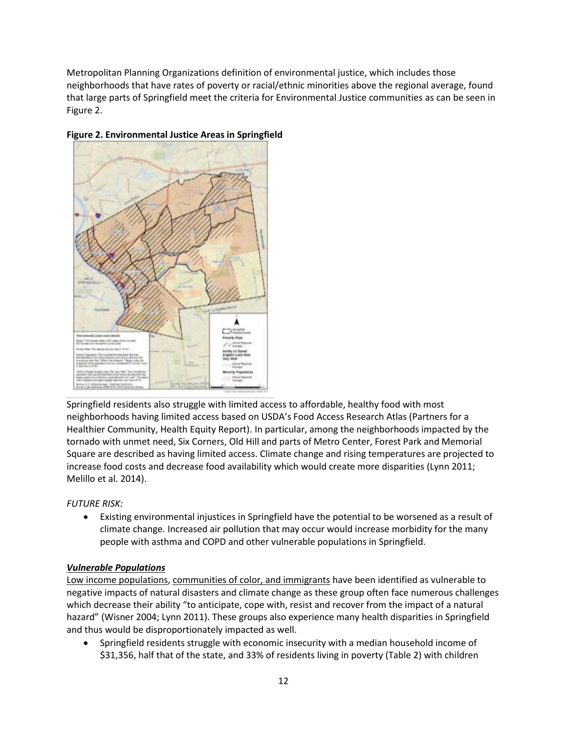Metropolitan Planning Organizations definition of environmental justice, which includes those neighborhoods that have rates of poverty or racial/ethnic minorities above the regional average, found that large parts of Springfield meet the criteria for Environmental Justice communities as can be seen in Figure 2.

**Figure 2. Environmental Justice Areas in Springfield**

Springfield residents also struggle with limited access to affordable, healthy food with most neighborhoods having limited access based on USDA's Food Access Research Atlas (Partners for a Healthier Community, Health Equity Report). In particular, among the neighborhoods impacted by the tornado with unmet need, Six Corners, Old Hill and parts of Metro Center, Forest Park and Memorial Square are described as having limited access. Climate change and rising temperatures are projected to increase food costs and decrease food availability which would create more disparities (Lynn 2011; Melillo et al. 2014).

*FUTURE RISK:*

- Existing environmental injustices in Springfield have the potential to be worsened as a result of climate change. Increased air pollution that may occur would increase morbidity for the many people with asthma and COPD and other vulnerable populations in Springfield.

***Vulnerable Populations***

Low income populations, communities of color, and immigrants have been identified as vulnerable to negative impacts of natural disasters and climate change as these group often face numerous challenges which decrease their ability "to anticipate, cope with, resist and recover from the impact of a natural hazard" (Wisner 2004; Lynn 2011). These groups also experience many health disparities in Springfield and thus would be disproportionately impacted as well.

- Springfield residents struggle with economic insecurity with a median household income of $31,356, half that of the state, and 33% of residents living in poverty (Table 2) with children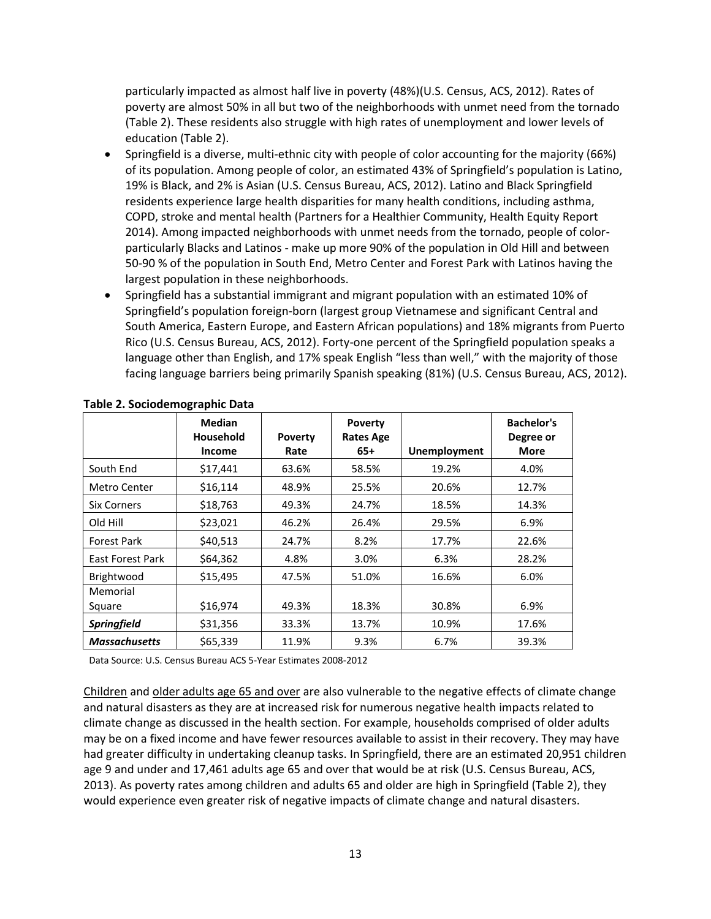particularly impacted as almost half live in poverty (48%)(U.S. Census, ACS, 2012). Rates of poverty are almost 50% in all but two of the neighborhoods with unmet need from the tornado (Table 2). These residents also struggle with high rates of unemployment and lower levels of education (Table 2).

- Springfield is a diverse, multi-ethnic city with people of color accounting for the majority (66%) of its population. Among people of color, an estimated 43% of Springfield's population is Latino, 19% is Black, and 2% is Asian (U.S. Census Bureau, ACS, 2012). Latino and Black Springfield residents experience large health disparities for many health conditions, including asthma, COPD, stroke and mental health (Partners for a Healthier Community, Health Equity Report 2014). Among impacted neighborhoods with unmet needs from the tornado, people of color- particularly Blacks and Latinos - make up more 90% of the population in Old Hill and between 50-90 % of the population in South End, Metro Center and Forest Park with Latinos having the largest population in these neighborhoods.
- Springfield has a substantial immigrant and migrant population with an estimated 10% of Springfield's population foreign-born (largest group Vietnamese and significant Central and South America, Eastern Europe, and Eastern African populations) and 18% migrants from Puerto Rico (U.S. Census Bureau, ACS, 2012). Forty-one percent of the Springfield population speaks a language other than English, and 17% speak English "less than well," with the majority of those facing language barriers being primarily Spanish speaking (81%) (U.S. Census Bureau, ACS, 2012).

**Table 2. Sociodemographic Data**

| | Median Household Income | Poverty Rate | Poverty Rates Age 65+ | Unemployment | Bachelor's Degree or More |
|---|---|---|---|---|---|
| South End | $17,441 | 63.6% | 58.5% | 19.2% | 4.0% |
| Metro Center | $16,114 | 48.9% | 25.5% | 20.6% | 12.7% |
| Six Corners | $18,763 | 49.3% | 24.7% | 18.5% | 14.3% |
| Old Hill | $23,021 | 46.2% | 26.4% | 29.5% | 6.9% |
| Forest Park | $40,513 | 24.7% | 8.2% | 17.7% | 22.6% |
| East Forest Park | $64,362 | 4.8% | 3.0% | 6.3% | 28.2% |
| Brightwood | $15,495 | 47.5% | 51.0% | 16.6% | 6.0% |
| Memorial Square | $16,974 | 49.3% | 18.3% | 30.8% | 6.9% |
| ***Springfield*** | $31,356 | 33.3% | 13.7% | 10.9% | 17.6% |
| ***Massachusetts*** | $65,339 | 11.9% | 9.3% | 6.7% | 39.3% |

Data Source: U.S. Census Bureau ACS 5-Year Estimates 2008-2012

Children and older adults age 65 and over are also vulnerable to the negative effects of climate change and natural disasters as they are at increased risk for numerous negative health impacts related to climate change as discussed in the health section. For example, households comprised of older adults may be on a fixed income and have fewer resources available to assist in their recovery. They may have had greater difficulty in undertaking cleanup tasks. In Springfield, there are an estimated 20,951 children age 9 and under and 17,461 adults age 65 and over that would be at risk (U.S. Census Bureau, ACS, 2013). As poverty rates among children and adults 65 and older are high in Springfield (Table 2), they would experience even greater risk of negative impacts of climate change and natural disasters.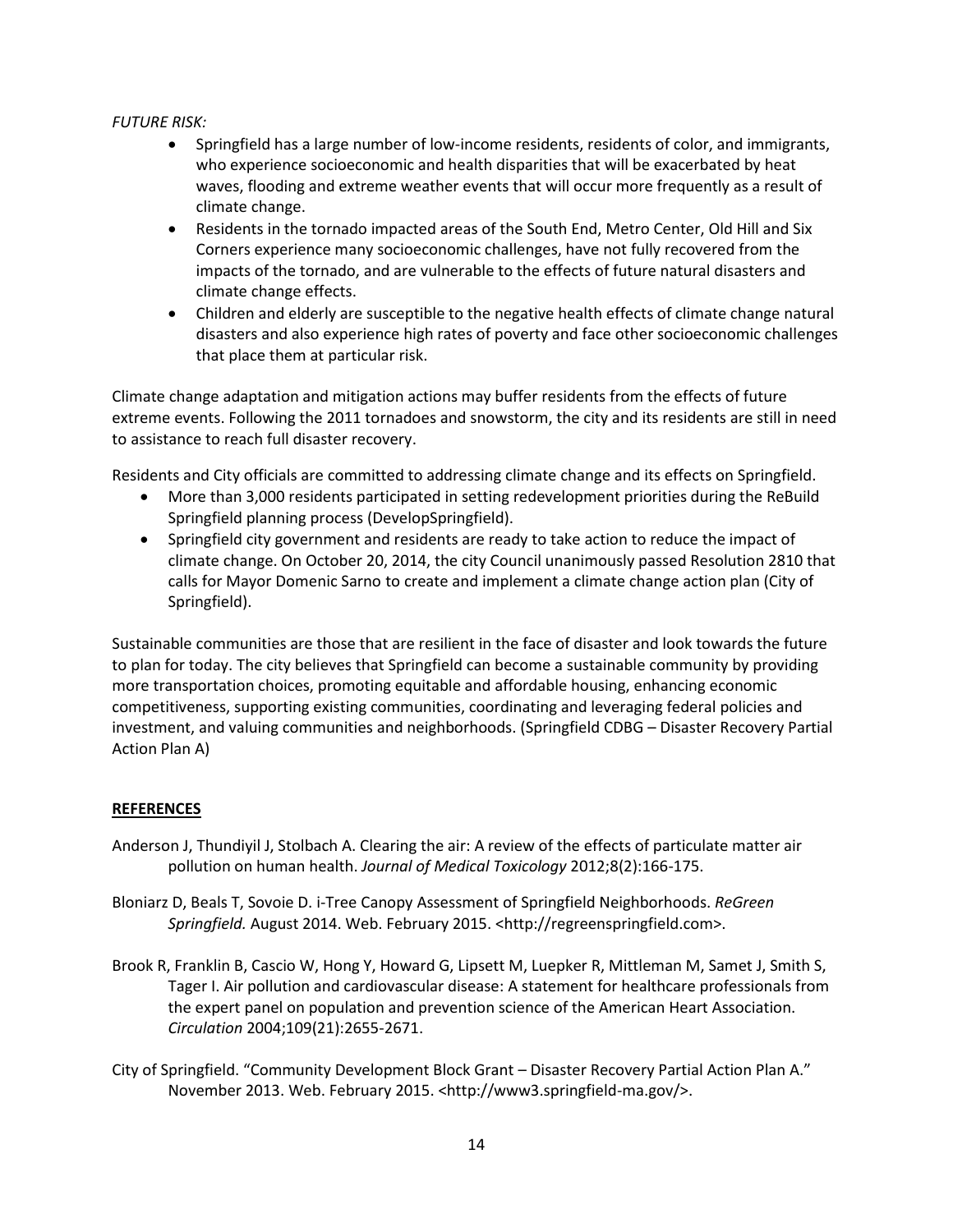*FUTURE RISK:*

- Springfield has a large number of low-income residents, residents of color, and immigrants, who experience socioeconomic and health disparities that will be exacerbated by heat waves, flooding and extreme weather events that will occur more frequently as a result of climate change.
- Residents in the tornado impacted areas of the South End, Metro Center, Old Hill and Six Corners experience many socioeconomic challenges, have not fully recovered from the impacts of the tornado, and are vulnerable to the effects of future natural disasters and climate change effects.
- Children and elderly are susceptible to the negative health effects of climate change natural disasters and also experience high rates of poverty and face other socioeconomic challenges that place them at particular risk.

Climate change adaptation and mitigation actions may buffer residents from the effects of future extreme events. Following the 2011 tornadoes and snowstorm, the city and its residents are still in need to assistance to reach full disaster recovery.

Residents and City officials are committed to addressing climate change and its effects on Springfield.

- More than 3,000 residents participated in setting redevelopment priorities during the ReBuild Springfield planning process (DevelopSpringfield).
- Springfield city government and residents are ready to take action to reduce the impact of climate change. On October 20, 2014, the city Council unanimously passed Resolution 2810 that calls for Mayor Domenic Sarno to create and implement a climate change action plan (City of Springfield).

Sustainable communities are those that are resilient in the face of disaster and look towards the future to plan for today. The city believes that Springfield can become a sustainable community by providing more transportation choices, promoting equitable and affordable housing, enhancing economic competitiveness, supporting existing communities, coordinating and leveraging federal policies and investment, and valuing communities and neighborhoods. (Springfield CDBG – Disaster Recovery Partial Action Plan A)

## REFERENCES

Anderson J, Thundiyil J, Stolbach A. Clearing the air: A review of the effects of particulate matter air pollution on human health. *Journal of Medical Toxicology* 2012;8(2):166-175.

Bloniarz D, Beals T, Sovoie D. i-Tree Canopy Assessment of Springfield Neighborhoods. *ReGreen Springfield.* August 2014. Web. February 2015. <http://regreenspringfield.com>.

Brook R, Franklin B, Cascio W, Hong Y, Howard G, Lipsett M, Luepker R, Mittleman M, Samet J, Smith S, Tager I. Air pollution and cardiovascular disease: A statement for healthcare professionals from the expert panel on population and prevention science of the American Heart Association. *Circulation* 2004;109(21):2655-2671.

City of Springfield. "Community Development Block Grant – Disaster Recovery Partial Action Plan A." November 2013. Web. February 2015. <http://www3.springfield-ma.gov/>.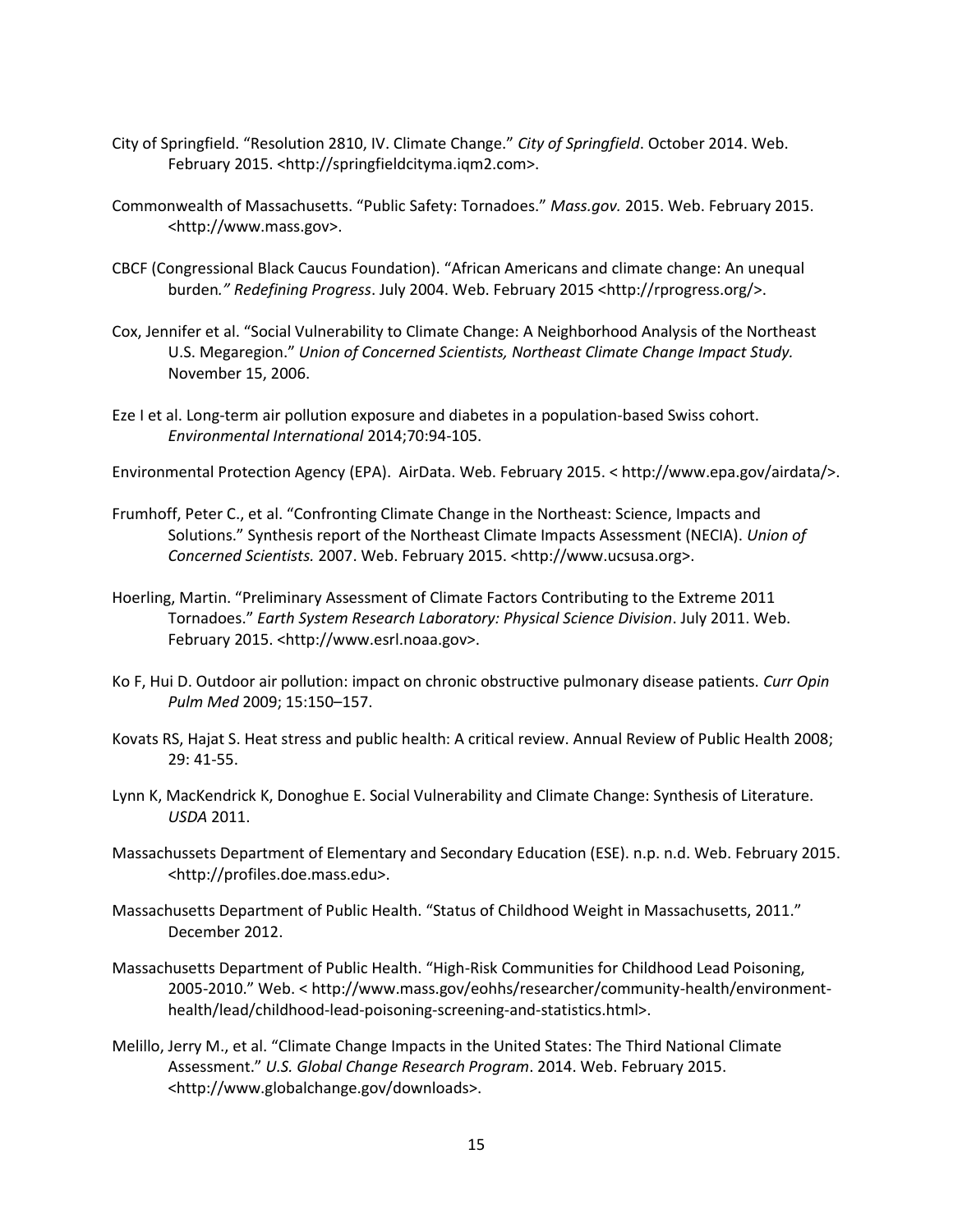City of Springfield. "Resolution 2810, IV. Climate Change." *City of Springfield*. October 2014. Web. February 2015. <http://springfieldcityma.iqm2.com>.

Commonwealth of Massachusetts. "Public Safety: Tornadoes." *Mass.gov.* 2015. Web. February 2015. <http://www.mass.gov>.

CBCF (Congressional Black Caucus Foundation). "African Americans and climate change: An unequal burden*." Redefining Progress*. July 2004. Web. February 2015 <http://rprogress.org/>.

Cox, Jennifer et al. "Social Vulnerability to Climate Change: A Neighborhood Analysis of the Northeast U.S. Megaregion." *Union of Concerned Scientists, Northeast Climate Change Impact Study.* November 15, 2006.

Eze I et al. Long-term air pollution exposure and diabetes in a population-based Swiss cohort. *Environmental International* 2014;70:94-105.

Environmental Protection Agency (EPA). AirData. Web. February 2015. < http://www.epa.gov/airdata/>.

Frumhoff, Peter C., et al. "Confronting Climate Change in the Northeast: Science, Impacts and Solutions." Synthesis report of the Northeast Climate Impacts Assessment (NECIA). *Union of Concerned Scientists.* 2007. Web. February 2015. <http://www.ucsusa.org>.

Hoerling, Martin. "Preliminary Assessment of Climate Factors Contributing to the Extreme 2011 Tornadoes." *Earth System Research Laboratory: Physical Science Division*. July 2011. Web. February 2015. <http://www.esrl.noaa.gov>.

Ko F, Hui D. Outdoor air pollution: impact on chronic obstructive pulmonary disease patients. *Curr Opin Pulm Med* 2009; 15:150–157.

Kovats RS, Hajat S. Heat stress and public health: A critical review. Annual Review of Public Health 2008; 29: 41-55.

Lynn K, MacKendrick K, Donoghue E. Social Vulnerability and Climate Change: Synthesis of Literature. *USDA* 2011.

Massachussets Department of Elementary and Secondary Education (ESE). n.p. n.d. Web. February 2015. <http://profiles.doe.mass.edu>.

Massachusetts Department of Public Health. "Status of Childhood Weight in Massachusetts, 2011." December 2012.

Massachusetts Department of Public Health. "High-Risk Communities for Childhood Lead Poisoning, 2005-2010." Web. < http://www.mass.gov/eohhs/researcher/community-health/environment-health/lead/childhood-lead-poisoning-screening-and-statistics.html>.

Melillo, Jerry M., et al. "Climate Change Impacts in the United States: The Third National Climate Assessment." *U.S. Global Change Research Program*. 2014. Web. February 2015. <http://www.globalchange.gov/downloads>.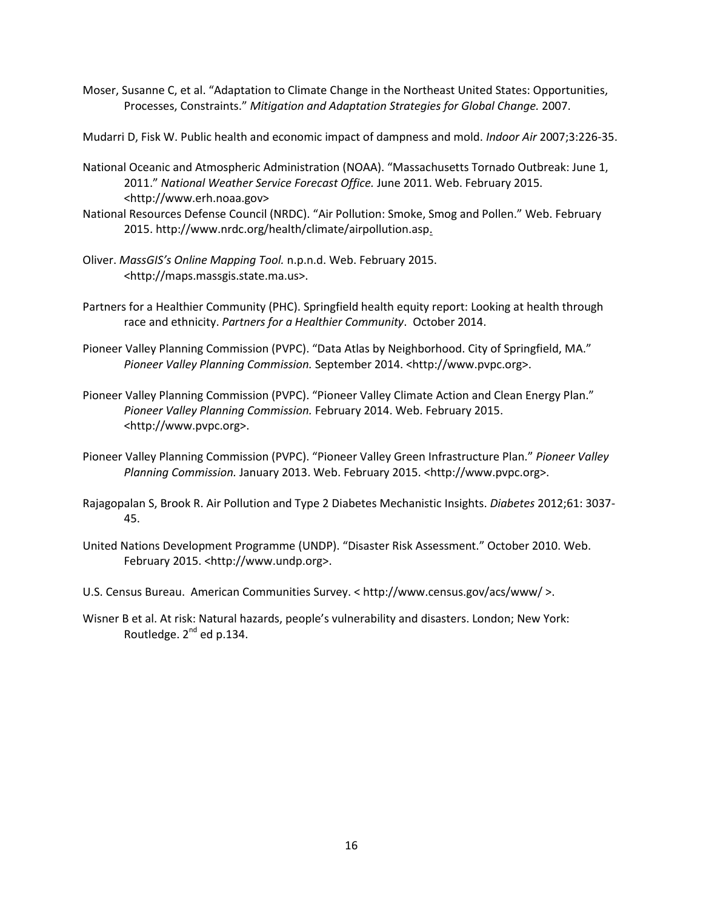Moser, Susanne C, et al. "Adaptation to Climate Change in the Northeast United States: Opportunities, Processes, Constraints." *Mitigation and Adaptation Strategies for Global Change.* 2007.

Mudarri D, Fisk W. Public health and economic impact of dampness and mold. *Indoor Air* 2007;3:226-35.

National Oceanic and Atmospheric Administration (NOAA). "Massachusetts Tornado Outbreak: June 1, 2011." *National Weather Service Forecast Office.* June 2011. Web. February 2015. <http://www.erh.noaa.gov>

National Resources Defense Council (NRDC). "Air Pollution: Smoke, Smog and Pollen." Web. February 2015. http://www.nrdc.org/health/climate/airpollution.asp.

Oliver. *MassGIS's Online Mapping Tool.* n.p.n.d. Web. February 2015. <http://maps.massgis.state.ma.us>.

Partners for a Healthier Community (PHC). Springfield health equity report: Looking at health through race and ethnicity. *Partners for a Healthier Community*. October 2014.

Pioneer Valley Planning Commission (PVPC). "Data Atlas by Neighborhood. City of Springfield, MA." *Pioneer Valley Planning Commission.* September 2014. <http://www.pvpc.org>.

Pioneer Valley Planning Commission (PVPC). "Pioneer Valley Climate Action and Clean Energy Plan." *Pioneer Valley Planning Commission.* February 2014. Web. February 2015. <http://www.pvpc.org>.

Pioneer Valley Planning Commission (PVPC). "Pioneer Valley Green Infrastructure Plan." *Pioneer Valley Planning Commission.* January 2013. Web. February 2015. <http://www.pvpc.org>.

Rajagopalan S, Brook R. Air Pollution and Type 2 Diabetes Mechanistic Insights. *Diabetes* 2012;61: 3037-45.

United Nations Development Programme (UNDP). "Disaster Risk Assessment." October 2010. Web. February 2015. <http://www.undp.org>.

U.S. Census Bureau. American Communities Survey. < http://www.census.gov/acs/www/ >.

Wisner B et al. At risk: Natural hazards, people's vulnerability and disasters. London; New York: Routledge. 2nd ed p.134.